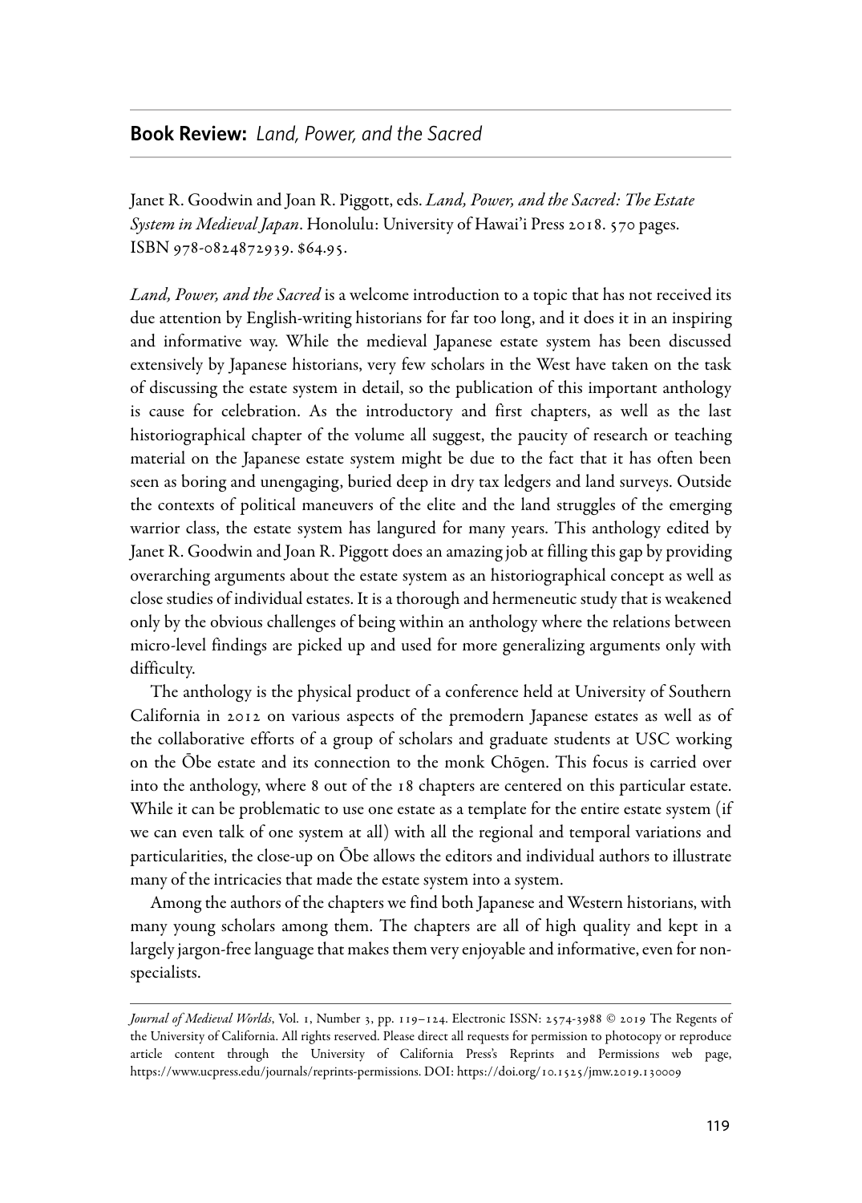## **Book Review:** *Land, Power, and the Sacred*

Janet R. Goodwin and Joan R. Piggott, eds. *Land, Power, and the Sacred: The Estate System in Medieval Japan*. Honolulu: University of Hawai'i Press 2018. 570 pages. ISBN 978-0824872939. $64.95.

*Land, Power, and the Sacred* is a welcome introduction to a topic that has not received its due attention by English-writing historians for far too long, and it does it in an inspiring and informative way. While the medieval Japanese estate system has been discussed extensively by Japanese historians, very few scholars in the West have taken on the task of discussing the estate system in detail, so the publication of this important anthology is cause for celebration. As the introductory and first chapters, as well as the last historiographical chapter of the volume all suggest, the paucity of research or teaching material on the Japanese estate system might be due to the fact that it has often been seen as boring and unengaging, buried deep in dry tax ledgers and land surveys. Outside the contexts of political maneuvers of the elite and the land struggles of the emerging warrior class, the estate system has langured for many years. This anthology edited by Janet R. Goodwin and Joan R. Piggott does an amazing job at filling this gap by providing overarching arguments about the estate system as an historiographical concept as well as close studies of individual estates. It is a thorough and hermeneutic study that is weakened only by the obvious challenges of being within an anthology where the relations between micro-level findings are picked up and used for more generalizing arguments only with difficulty.

The anthology is the physical product of a conference held at University of Southern California in 2012 on various aspects of the premodern Japanese estates as well as of the collaborative efforts of a group of scholars and graduate students at USC working on the Ōbe estate and its connection to the monk Chōgen. This focus is carried over into the anthology, where 8 out of the 18 chapters are centered on this particular estate. While it can be problematic to use one estate as a template for the entire estate system (if we can even talk of one system at all) with all the regional and temporal variations and particularities, the close-up on Ōbe allows the editors and individual authors to illustrate many of the intricacies that made the estate system into a system.

Among the authors of the chapters we find both Japanese and Western historians, with many young scholars among them. The chapters are all of high quality and kept in a largely jargon-free language that makes them very enjoyable and informative, even for non-specialists.

---

*Journal of Medieval Worlds*, Vol. 1, Number 3, pp. 119–124. Electronic ISSN: 2574-3988 © 2019 The Regents of the University of California. All rights reserved. Please direct all requests for permission to photocopy or reproduce article content through the University of California Press's Reprints and Permissions web page, https://www.ucpress.edu/journals/reprints-permissions. DOI: https://doi.org/10.1525/jmw.2019.130009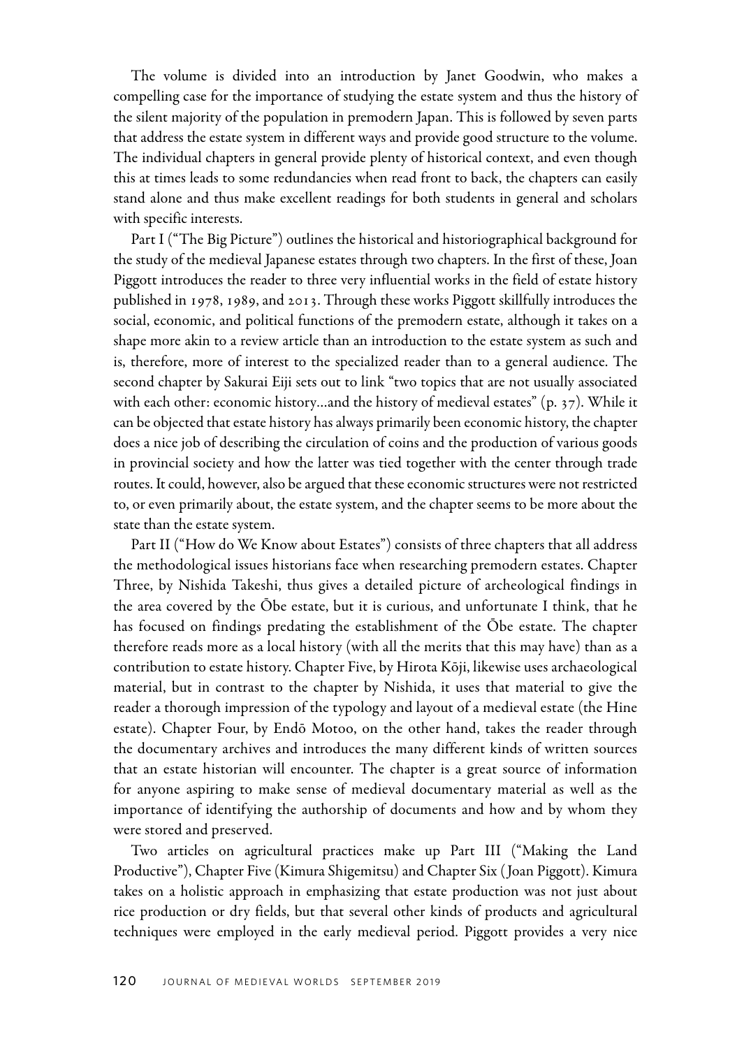The volume is divided into an introduction by Janet Goodwin, who makes a compelling case for the importance of studying the estate system and thus the history of the silent majority of the population in premodern Japan. This is followed by seven parts that address the estate system in different ways and provide good structure to the volume. The individual chapters in general provide plenty of historical context, and even though this at times leads to some redundancies when read front to back, the chapters can easily stand alone and thus make excellent readings for both students in general and scholars with specific interests.

Part I ("The Big Picture") outlines the historical and historiographical background for the study of the medieval Japanese estates through two chapters. In the first of these, Joan Piggott introduces the reader to three very influential works in the field of estate history published in 1978, 1989, and 2013. Through these works Piggott skillfully introduces the social, economic, and political functions of the premodern estate, although it takes on a shape more akin to a review article than an introduction to the estate system as such and is, therefore, more of interest to the specialized reader than to a general audience. The second chapter by Sakurai Eiji sets out to link "two topics that are not usually associated with each other: economic history…and the history of medieval estates" (p. 37). While it can be objected that estate history has always primarily been economic history, the chapter does a nice job of describing the circulation of coins and the production of various goods in provincial society and how the latter was tied together with the center through trade routes. It could, however, also be argued that these economic structures were not restricted to, or even primarily about, the estate system, and the chapter seems to be more about the state than the estate system.

Part II ("How do We Know about Estates") consists of three chapters that all address the methodological issues historians face when researching premodern estates. Chapter Three, by Nishida Takeshi, thus gives a detailed picture of archeological findings in the area covered by the Ōbe estate, but it is curious, and unfortunate I think, that he has focused on findings predating the establishment of the Ōbe estate. The chapter therefore reads more as a local history (with all the merits that this may have) than as a contribution to estate history. Chapter Five, by Hirota Kōji, likewise uses archaeological material, but in contrast to the chapter by Nishida, it uses that material to give the reader a thorough impression of the typology and layout of a medieval estate (the Hine estate). Chapter Four, by Endō Motoo, on the other hand, takes the reader through the documentary archives and introduces the many different kinds of written sources that an estate historian will encounter. The chapter is a great source of information for anyone aspiring to make sense of medieval documentary material as well as the importance of identifying the authorship of documents and how and by whom they were stored and preserved.

Two articles on agricultural practices make up Part III ("Making the Land Productive"), Chapter Five (Kimura Shigemitsu) and Chapter Six (Joan Piggott). Kimura takes on a holistic approach in emphasizing that estate production was not just about rice production or dry fields, but that several other kinds of products and agricultural techniques were employed in the early medieval period. Piggott provides a very nice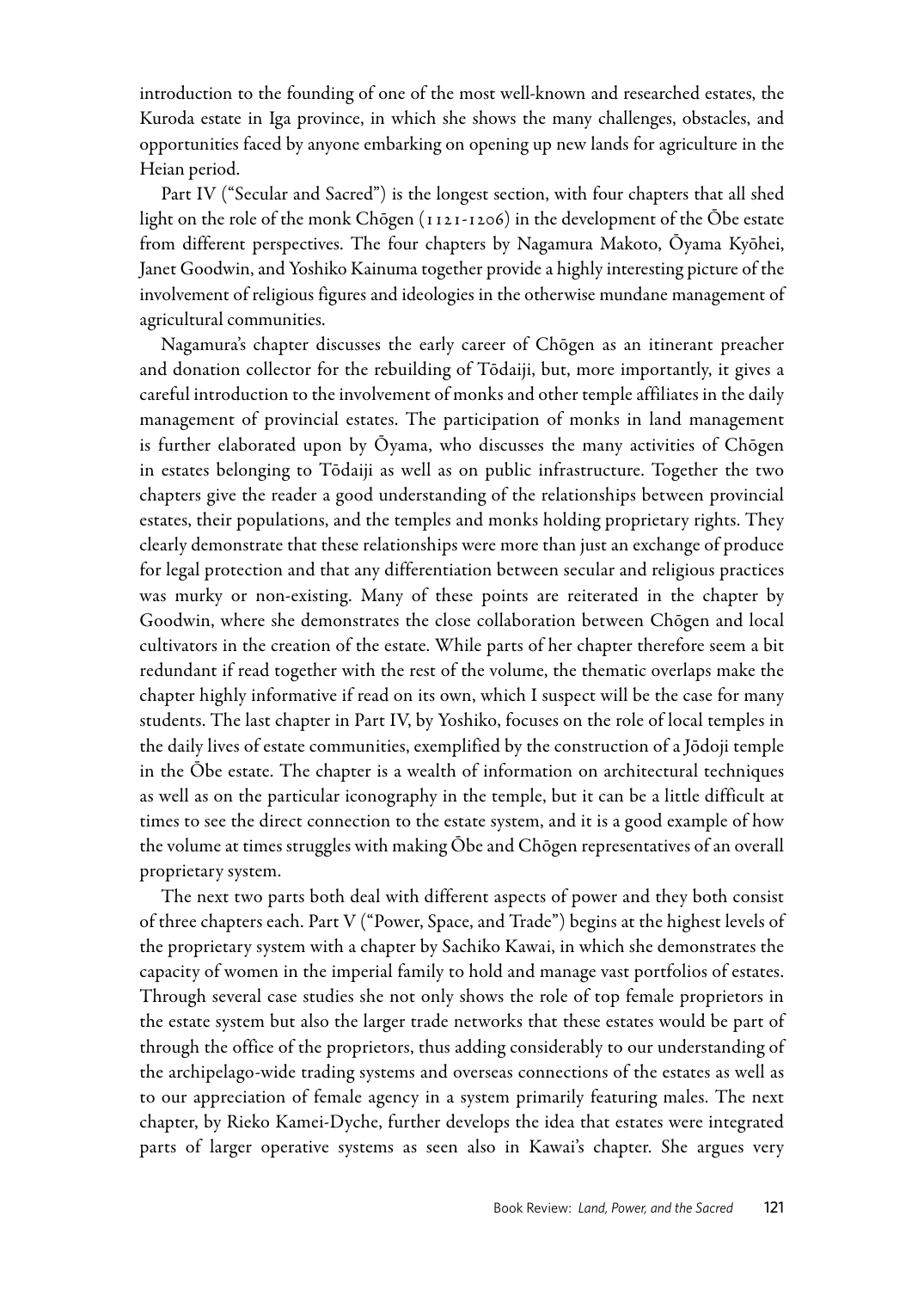introduction to the founding of one of the most well-known and researched estates, the Kuroda estate in Iga province, in which she shows the many challenges, obstacles, and opportunities faced by anyone embarking on opening up new lands for agriculture in the Heian period.

Part IV ("Secular and Sacred") is the longest section, with four chapters that all shed light on the role of the monk Chōgen (1121-1206) in the development of the Ōbe estate from different perspectives. The four chapters by Nagamura Makoto, Ōyama Kyōhei, Janet Goodwin, and Yoshiko Kainuma together provide a highly interesting picture of the involvement of religious figures and ideologies in the otherwise mundane management of agricultural communities.

Nagamura's chapter discusses the early career of Chōgen as an itinerant preacher and donation collector for the rebuilding of Tōdaiji, but, more importantly, it gives a careful introduction to the involvement of monks and other temple affiliates in the daily management of provincial estates. The participation of monks in land management is further elaborated upon by Ōyama, who discusses the many activities of Chōgen in estates belonging to Tōdaiji as well as on public infrastructure. Together the two chapters give the reader a good understanding of the relationships between provincial estates, their populations, and the temples and monks holding proprietary rights. They clearly demonstrate that these relationships were more than just an exchange of produce for legal protection and that any differentiation between secular and religious practices was murky or non-existing. Many of these points are reiterated in the chapter by Goodwin, where she demonstrates the close collaboration between Chōgen and local cultivators in the creation of the estate. While parts of her chapter therefore seem a bit redundant if read together with the rest of the volume, the thematic overlaps make the chapter highly informative if read on its own, which I suspect will be the case for many students. The last chapter in Part IV, by Yoshiko, focuses on the role of local temples in the daily lives of estate communities, exemplified by the construction of a Jōdoji temple in the Ōbe estate. The chapter is a wealth of information on architectural techniques as well as on the particular iconography in the temple, but it can be a little difficult at times to see the direct connection to the estate system, and it is a good example of how the volume at times struggles with making Ōbe and Chōgen representatives of an overall proprietary system.

The next two parts both deal with different aspects of power and they both consist of three chapters each. Part V ("Power, Space, and Trade") begins at the highest levels of the proprietary system with a chapter by Sachiko Kawai, in which she demonstrates the capacity of women in the imperial family to hold and manage vast portfolios of estates. Through several case studies she not only shows the role of top female proprietors in the estate system but also the larger trade networks that these estates would be part of through the office of the proprietors, thus adding considerably to our understanding of the archipelago-wide trading systems and overseas connections of the estates as well as to our appreciation of female agency in a system primarily featuring males. The next chapter, by Rieko Kamei-Dyche, further develops the idea that estates were integrated parts of larger operative systems as seen also in Kawai's chapter. She argues very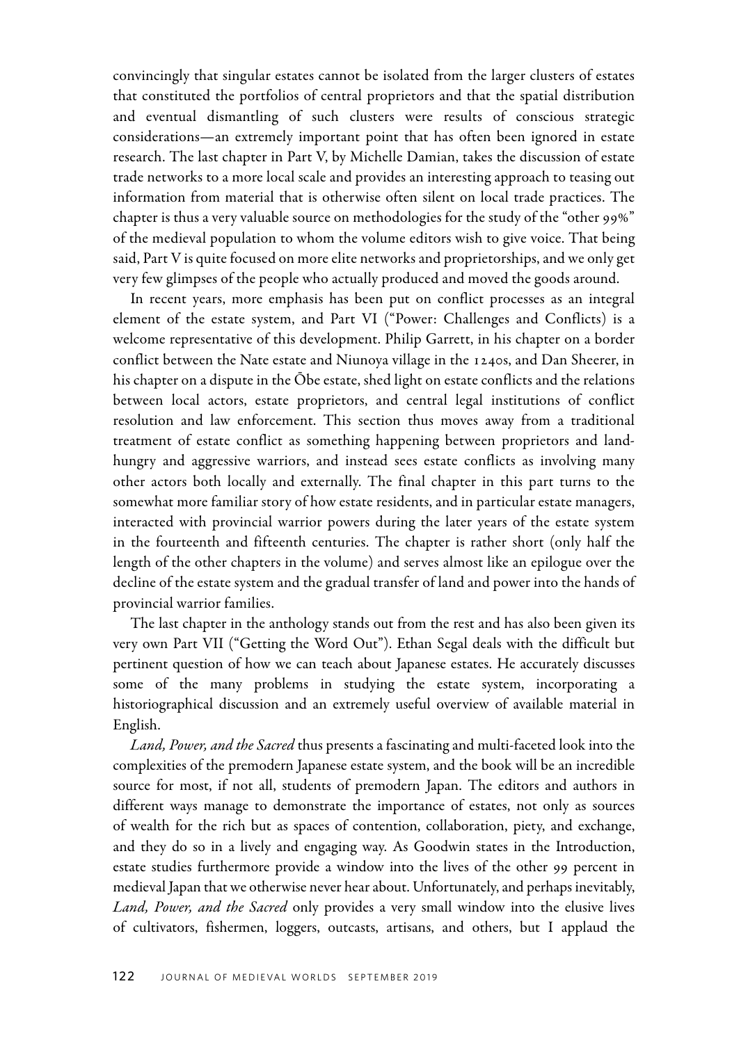convincingly that singular estates cannot be isolated from the larger clusters of estates that constituted the portfolios of central proprietors and that the spatial distribution and eventual dismantling of such clusters were results of conscious strategic considerations—an extremely important point that has often been ignored in estate research. The last chapter in Part V, by Michelle Damian, takes the discussion of estate trade networks to a more local scale and provides an interesting approach to teasing out information from material that is otherwise often silent on local trade practices. The chapter is thus a very valuable source on methodologies for the study of the "other 99%" of the medieval population to whom the volume editors wish to give voice. That being said, Part V is quite focused on more elite networks and proprietorships, and we only get very few glimpses of the people who actually produced and moved the goods around.

In recent years, more emphasis has been put on conflict processes as an integral element of the estate system, and Part VI ("Power: Challenges and Conflicts) is a welcome representative of this development. Philip Garrett, in his chapter on a border conflict between the Nate estate and Niunoya village in the 1240s, and Dan Sheerer, in his chapter on a dispute in the Ōbe estate, shed light on estate conflicts and the relations between local actors, estate proprietors, and central legal institutions of conflict resolution and law enforcement. This section thus moves away from a traditional treatment of estate conflict as something happening between proprietors and land-hungry and aggressive warriors, and instead sees estate conflicts as involving many other actors both locally and externally. The final chapter in this part turns to the somewhat more familiar story of how estate residents, and in particular estate managers, interacted with provincial warrior powers during the later years of the estate system in the fourteenth and fifteenth centuries. The chapter is rather short (only half the length of the other chapters in the volume) and serves almost like an epilogue over the decline of the estate system and the gradual transfer of land and power into the hands of provincial warrior families.

The last chapter in the anthology stands out from the rest and has also been given its very own Part VII ("Getting the Word Out"). Ethan Segal deals with the difficult but pertinent question of how we can teach about Japanese estates. He accurately discusses some of the many problems in studying the estate system, incorporating a historiographical discussion and an extremely useful overview of available material in English.

*Land, Power, and the Sacred* thus presents a fascinating and multi-faceted look into the complexities of the premodern Japanese estate system, and the book will be an incredible source for most, if not all, students of premodern Japan. The editors and authors in different ways manage to demonstrate the importance of estates, not only as sources of wealth for the rich but as spaces of contention, collaboration, piety, and exchange, and they do so in a lively and engaging way. As Goodwin states in the Introduction, estate studies furthermore provide a window into the lives of the other 99 percent in medieval Japan that we otherwise never hear about. Unfortunately, and perhaps inevitably, *Land, Power, and the Sacred* only provides a very small window into the elusive lives of cultivators, fishermen, loggers, outcasts, artisans, and others, but I applaud the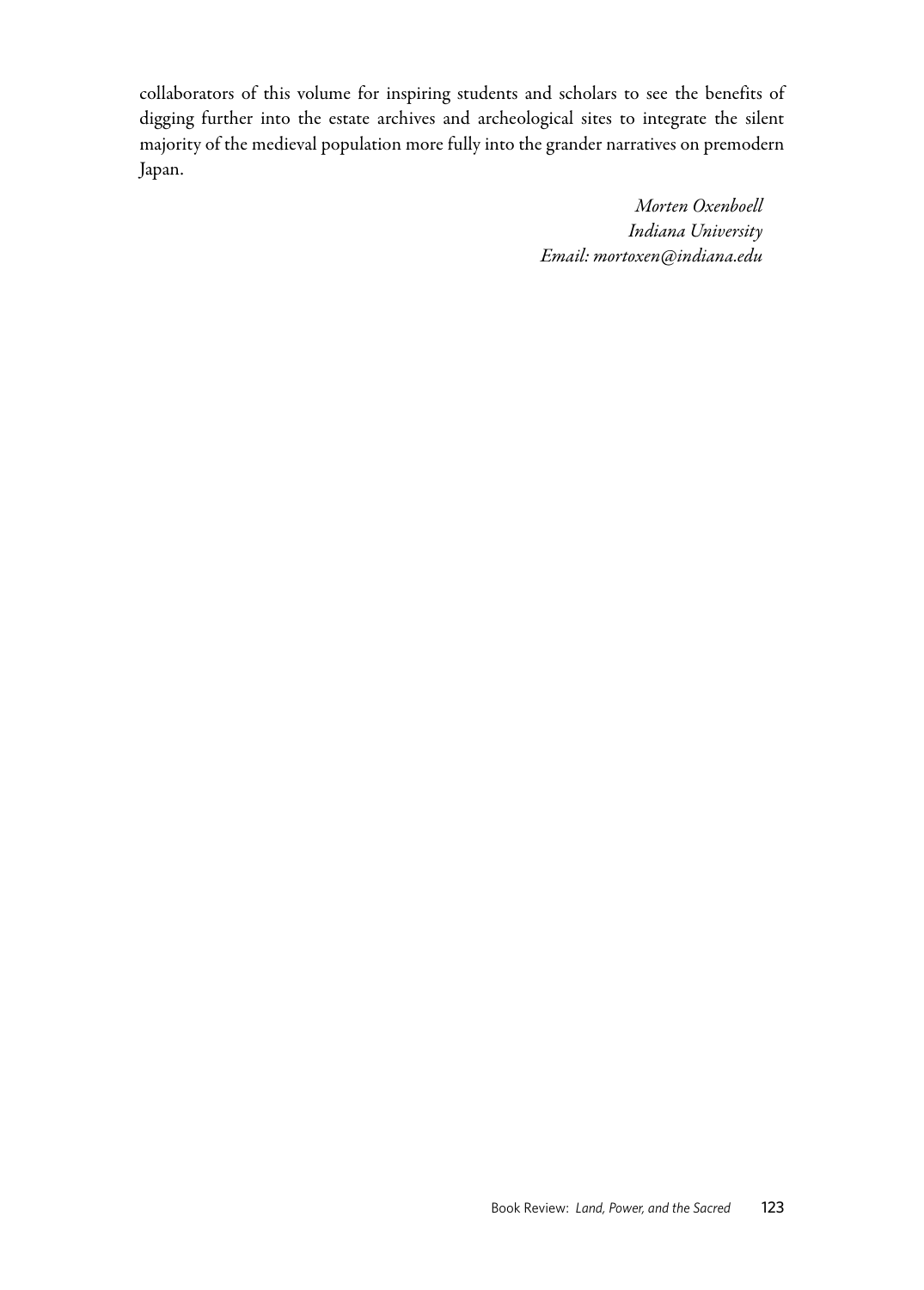collaborators of this volume for inspiring students and scholars to see the benefits of digging further into the estate archives and archeological sites to integrate the silent majority of the medieval population more fully into the grander narratives on premodern Japan.

*Morten Oxenboell*
*Indiana University*
*Email: mortoxen@indiana.edu*